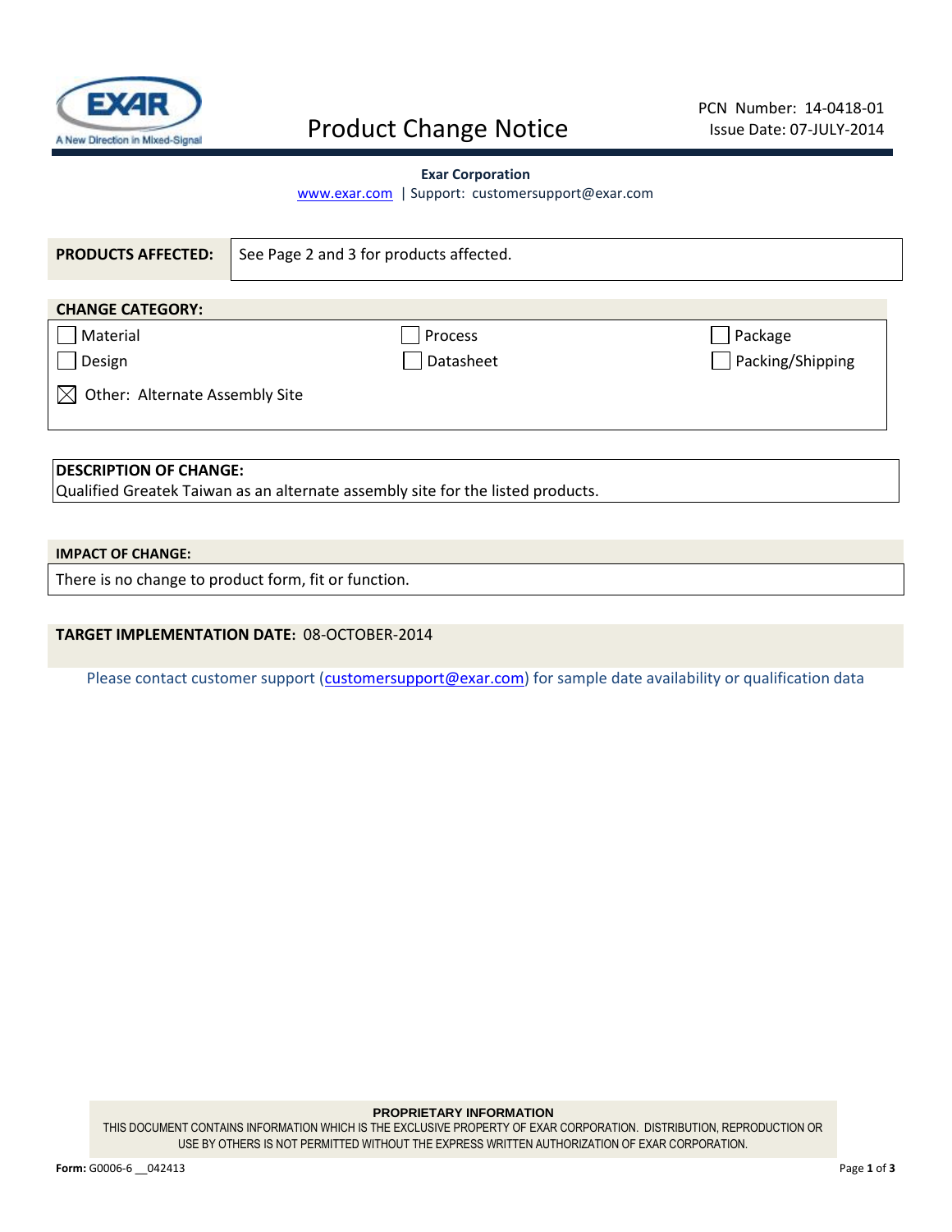# Product Change Notice

PCN Number: 14-0418-01
Issue Date: 07-JULY-2014

**Exar Corporation**
www.exar.com | Support: customersupport@exar.com

| **PRODUCTS AFFECTED:** | See Page 2 and 3 for products affected. |
|---|---|

**CHANGE CATEGORY:**

| | | |
|---|---|---|
| ☐ Material | ☐ Process | ☐ Package |
| ☐ Design | ☐ Datasheet | ☐ Packing/Shipping |
| ☒ Other: Alternate Assembly Site | | |

**DESCRIPTION OF CHANGE:**
Qualified Greatek Taiwan as an alternate assembly site for the listed products.

**IMPACT OF CHANGE:**
There is no change to product form, fit or function.

**TARGET IMPLEMENTATION DATE:** 08-OCTOBER-2014

Please contact customer support (customersupport@exar.com) for sample date availability or qualification data

**PROPRIETARY INFORMATION**
THIS DOCUMENT CONTAINS INFORMATION WHICH IS THE EXCLUSIVE PROPERTY OF EXAR CORPORATION. DISTRIBUTION, REPRODUCTION OR USE BY OTHERS IS NOT PERMITTED WITHOUT THE EXPRESS WRITTEN AUTHORIZATION OF EXAR CORPORATION.

**Form:** G0006-6 __042413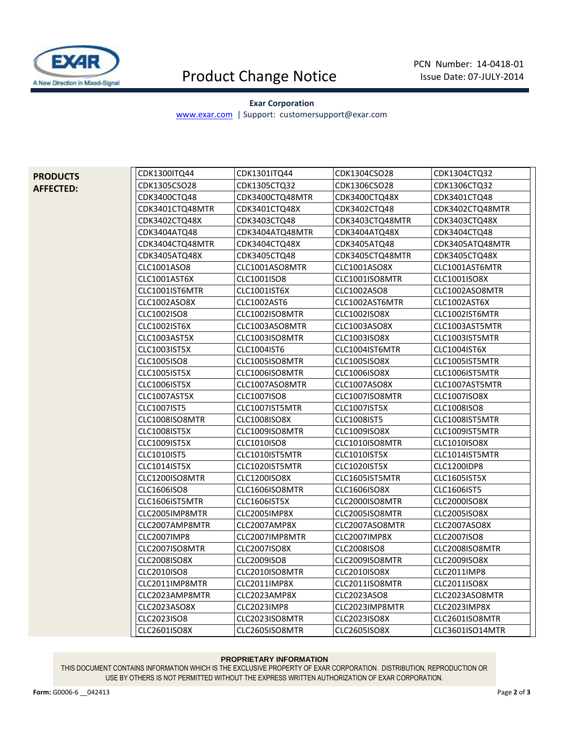**Exar Corporation**

www.exar.com | Support: customersupport@exar.com

**PRODUCTS AFFECTED:**

| | | | |
|---|---|---|---|
| CDK1300ITQ44 | CDK1301ITQ44 | CDK1304CSO28 | CDK1304CTQ32 |
| CDK1305CSO28 | CDK1305CTQ32 | CDK1306CSO28 | CDK1306CTQ32 |
| CDK3400CTQ48 | CDK3400CTQ48MTR | CDK3400CTQ48X | CDK3401CTQ48 |
| CDK3401CTQ48MTR | CDK3401CTQ48X | CDK3402CTQ48 | CDK3402CTQ48MTR |
| CDK3402CTQ48X | CDK3403CTQ48 | CDK3403CTQ48MTR | CDK3403CTQ48X |
| CDK3404ATQ48 | CDK3404ATQ48MTR | CDK3404ATQ48X | CDK3404CTQ48 |
| CDK3404CTQ48MTR | CDK3404CTQ48X | CDK3405ATQ48 | CDK3405ATQ48MTR |
| CDK3405ATQ48X | CDK3405CTQ48 | CDK3405CTQ48MTR | CDK3405CTQ48X |
| CLC1001ASO8 | CLC1001ASO8MTR | CLC1001ASO8X | CLC1001AST6MTR |
| CLC1001AST6X | CLC1001ISO8 | CLC1001ISO8MTR | CLC1001ISO8X |
| CLC1001IST6MTR | CLC1001IST6X | CLC1002ASO8 | CLC1002ASO8MTR |
| CLC1002ASO8X | CLC1002AST6 | CLC1002AST6MTR | CLC1002AST6X |
| CLC1002ISO8 | CLC1002ISO8MTR | CLC1002ISO8X | CLC1002IST6MTR |
| CLC1002IST6X | CLC1003ASO8MTR | CLC1003ASO8X | CLC1003AST5MTR |
| CLC1003AST5X | CLC1003ISO8MTR | CLC1003ISO8X | CLC1003IST5MTR |
| CLC1003IST5X | CLC1004IST6 | CLC1004IST6MTR | CLC1004IST6X |
| CLC1005ISO8 | CLC1005ISO8MTR | CLC1005ISO8X | CLC1005IST5MTR |
| CLC1005IST5X | CLC1006ISO8MTR | CLC1006ISO8X | CLC1006IST5MTR |
| CLC1006IST5X | CLC1007ASO8MTR | CLC1007ASO8X | CLC1007AST5MTR |
| CLC1007AST5X | CLC1007ISO8 | CLC1007ISO8MTR | CLC1007ISO8X |
| CLC1007IST5 | CLC1007IST5MTR | CLC1007IST5X | CLC1008ISO8 |
| CLC1008ISO8MTR | CLC1008ISO8X | CLC1008IST5 | CLC1008IST5MTR |
| CLC1008IST5X | CLC1009ISO8MTR | CLC1009ISO8X | CLC1009IST5MTR |
| CLC1009IST5X | CLC1010ISO8 | CLC1010ISO8MTR | CLC1010ISO8X |
| CLC1010IST5 | CLC1010IST5MTR | CLC1010IST5X | CLC1014IST5MTR |
| CLC1014IST5X | CLC1020IST5MTR | CLC1020IST5X | CLC1200IDP8 |
| CLC1200ISO8MTR | CLC1200ISO8X | CLC1605IST5MTR | CLC1605IST5X |
| CLC1606ISO8 | CLC1606ISO8MTR | CLC1606ISO8X | CLC1606IST5 |
| CLC1606IST5MTR | CLC1606IST5X | CLC2000ISO8MTR | CLC2000ISO8X |
| CLC2005IMP8MTR | CLC2005IMP8X | CLC2005ISO8MTR | CLC2005ISO8X |
| CLC2007AMP8MTR | CLC2007AMP8X | CLC2007ASO8MTR | CLC2007ASO8X |
| CLC2007IMP8 | CLC2007IMP8MTR | CLC2007IMP8X | CLC2007ISO8 |
| CLC2007ISO8MTR | CLC2007ISO8X | CLC2008ISO8 | CLC2008ISO8MTR |
| CLC2008ISO8X | CLC2009ISO8 | CLC2009ISO8MTR | CLC2009ISO8X |
| CLC2010ISO8 | CLC2010ISO8MTR | CLC2010ISO8X | CLC2011IMP8 |
| CLC2011IMP8MTR | CLC2011IMP8X | CLC2011ISO8MTR | CLC2011ISO8X |
| CLC2023AMP8MTR | CLC2023AMP8X | CLC2023ASO8 | CLC2023ASO8MTR |
| CLC2023ASO8X | CLC2023IMP8 | CLC2023IMP8MTR | CLC2023IMP8X |
| CLC2023ISO8 | CLC2023ISO8MTR | CLC2023ISO8X | CLC2601ISO8MTR |
| CLC2601ISO8X | CLC2605ISO8MTR | CLC2605ISO8X | CLC3601ISO14MTR |

**PROPRIETARY INFORMATION**

THIS DOCUMENT CONTAINS INFORMATION WHICH IS THE EXCLUSIVE PROPERTY OF EXAR CORPORATION. DISTRIBUTION, REPRODUCTION OR USE BY OTHERS IS NOT PERMITTED WITHOUT THE EXPRESS WRITTEN AUTHORIZATION OF EXAR CORPORATION.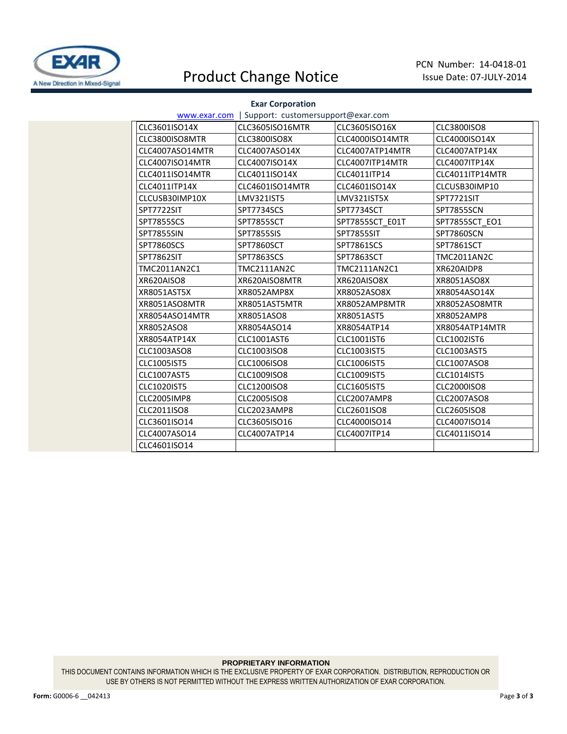**Exar Corporation**

www.exar.com | Support: customersupport@exar.com

| | | | |
|---|---|---|---|
| CLC3601ISO14X | CLC3605ISO16MTR | CLC3605ISO16X | CLC3800ISO8 |
| CLC3800ISO8MTR | CLC3800ISO8X | CLC4000ISO14MTR | CLC4000ISO14X |
| CLC4007ASO14MTR | CLC4007ASO14X | CLC4007ATP14MTR | CLC4007ATP14X |
| CLC4007ISO14MTR | CLC4007ISO14X | CLC4007ITP14MTR | CLC4007ITP14X |
| CLC4011ISO14MTR | CLC4011ISO14X | CLC4011ITP14 | CLC4011ITP14MTR |
| CLC4011ITP14X | CLC4601ISO14MTR | CLC4601ISO14X | CLCUSB30IMP10 |
| CLCUSB30IMP10X | LMV321IST5 | LMV321IST5X | SPT7721SIT |
| SPT7722SIT | SPT7734SCS | SPT7734SCT | SPT7855SCN |
| SPT7855SCS | SPT7855SCT | SPT7855SCT_E01T | SPT7855SCT_EO1 |
| SPT7855SIN | SPT7855SIS | SPT7855SIT | SPT7860SCN |
| SPT7860SCS | SPT7860SCT | SPT7861SCS | SPT7861SCT |
| SPT7862SIT | SPT7863SCS | SPT7863SCT | TMC2011AN2C |
| TMC2011AN2C1 | TMC2111AN2C | TMC2111AN2C1 | XR620AIDP8 |
| XR620AISO8 | XR620AISO8MTR | XR620AISO8X | XR8051ASO8X |
| XR8051AST5X | XR8052AMP8X | XR8052ASO8X | XR8054ASO14X |
| XR8051ASO8MTR | XR8051AST5MTR | XR8052AMP8MTR | XR8052ASO8MTR |
| XR8054ASO14MTR | XR8051ASO8 | XR8051AST5 | XR8052AMP8 |
| XR8052ASO8 | XR8054ASO14 | XR8054ATP14 | XR8054ATP14MTR |
| XR8054ATP14X | CLC1001AST6 | CLC1001IST6 | CLC1002IST6 |
| CLC1003ASO8 | CLC1003ISO8 | CLC1003IST5 | CLC1003AST5 |
| CLC1005IST5 | CLC1006ISO8 | CLC1006IST5 | CLC1007ASO8 |
| CLC1007AST5 | CLC1009ISO8 | CLC1009IST5 | CLC1014IST5 |
| CLC1020IST5 | CLC1200ISO8 | CLC1605IST5 | CLC2000ISO8 |
| CLC2005IMP8 | CLC2005ISO8 | CLC2007AMP8 | CLC2007ASO8 |
| CLC2011ISO8 | CLC2023AMP8 | CLC2601ISO8 | CLC2605ISO8 |
| CLC3601ISO14 | CLC3605ISO16 | CLC4000ISO14 | CLC4007ISO14 |
| CLC4007ASO14 | CLC4007ATP14 | CLC4007ITP14 | CLC4011ISO14 |
| CLC4601ISO14 | | | |

**PROPRIETARY INFORMATION**

THIS DOCUMENT CONTAINS INFORMATION WHICH IS THE EXCLUSIVE PROPERTY OF EXAR CORPORATION. DISTRIBUTION, REPRODUCTION OR USE BY OTHERS IS NOT PERMITTED WITHOUT THE EXPRESS WRITTEN AUTHORIZATION OF EXAR CORPORATION.

**Form:** G0006-6 __042413